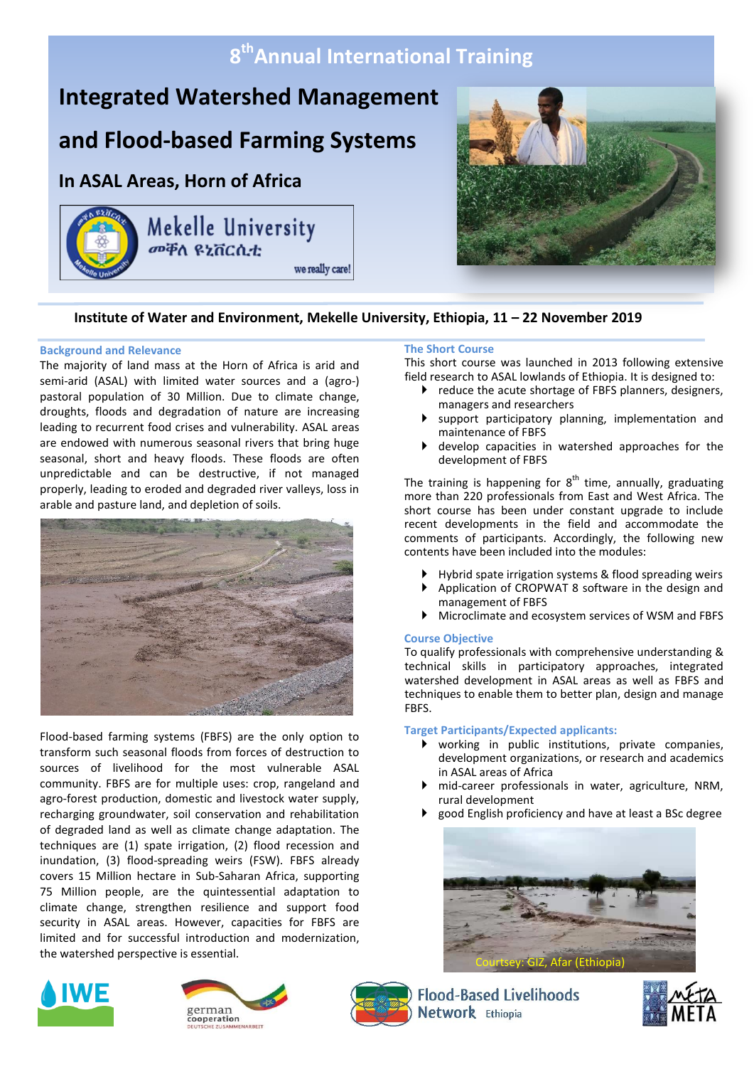# 8th Annual International Training

# Integrated Watershed Management and Flood-based Farming Systems

## In ASAL Areas, Horn of Africa

Mekelle University

**Institute of Water and Environment, Mekelle University, Ethiopia, 11 – 22 November 2019**

### Background and Relevance

The majority of land mass at the Horn of Africa is arid and semi-arid (ASAL) with limited water sources and a (agro-) pastoral population of 30 Million. Due to climate change, droughts, floods and degradation of nature are increasing leading to recurrent food crises and vulnerability. ASAL areas are endowed with numerous seasonal rivers that bring huge seasonal, short and heavy floods. These floods are often unpredictable and can be destructive, if not managed properly, leading to eroded and degraded river valleys, loss in arable and pasture land, and depletion of soils.

Flood-based farming systems (FBFS) are the only option to transform such seasonal floods from forces of destruction to sources of livelihood for the most vulnerable ASAL community. FBFS are for multiple uses: crop, rangeland and agro-forest production, domestic and livestock water supply, recharging groundwater, soil conservation and rehabilitation of degraded land as well as climate change adaptation. The techniques are (1) spate irrigation, (2) flood recession and inundation, (3) flood-spreading weirs (FSW). FBFS already covers 15 Million hectare in Sub-Saharan Africa, supporting 75 Million people, are the quintessential adaptation to climate change, strengthen resilience and support food security in ASAL areas. However, capacities for FBFS are limited and for successful introduction and modernization, the watershed perspective is essential.

### The Short Course

This short course was launched in 2013 following extensive field research to ASAL lowlands of Ethiopia. It is designed to:

- reduce the acute shortage of FBFS planners, designers, managers and researchers
- support participatory planning, implementation and maintenance of FBFS
- develop capacities in watershed approaches for the development of FBFS

The training is happening for 8th time, annually, graduating more than 220 professionals from East and West Africa. The short course has been under constant upgrade to include recent developments in the field and accommodate the comments of participants. Accordingly, the following new contents have been included into the modules:

- Hybrid spate irrigation systems & flood spreading weirs
- Application of CROPWAT 8 software in the design and management of FBFS
- Microclimate and ecosystem services of WSM and FBFS

### Course Objective

To qualify professionals with comprehensive understanding & technical skills in participatory approaches, integrated watershed development in ASAL areas as well as FBFS and techniques to enable them to better plan, design and manage FBFS.

### Target Participants/Expected applicants:

- working in public institutions, private companies, development organizations, or research and academics in ASAL areas of Africa
- mid-career professionals in water, agriculture, NRM, rural development
- good English proficiency and have at least a BSc degree

Courtsey: GIZ, Afar (Ethiopia)

IWE | german cooperation DEUTSCHE ZUSAMMENARBEIT | Flood-Based Livelihoods Network Ethiopia | META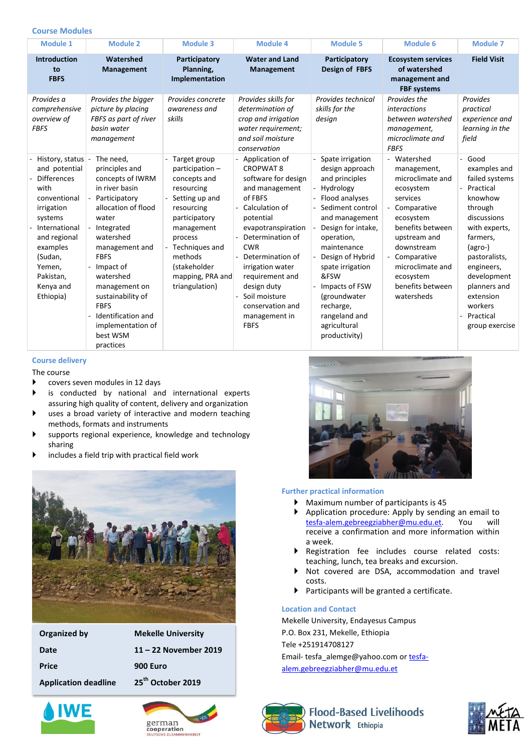## Course Modules

| Module 1 | Module 2 | Module 3 | Module 4 | Module 5 | Module 6 | Module 7 |
|---|---|---|---|---|---|---|
| **Introduction to FBFS** | **Watershed Management** | **Participatory Planning, Implementation** | **Water and Land Management** | **Participatory Design of FBFS** | **Ecosystem services of watershed management and FBF systems** | **Field Visit** |
| *Provides a comprehensive overview of FBFS* | *Provides the bigger picture by placing FBFS as part of river basin water management* | *Provides concrete awareness and skills* | *Provides skills for determination of crop and irrigation water requirement; and soil moisture conservation* | *Provides technical skills for the design* | *Provides the interactions between watershed management, microclimate and FBFS* | *Provides practical experience and learning in the field* |
| - History, status and potential<br>- Differences with conventional irrigation systems<br>- International and regional examples (Sudan, Yemen, Pakistan, Kenya and Ethiopia) | - The need, principles and concepts of IWRM in river basin<br>- Participatory allocation of flood water<br>- Integrated watershed management and FBFS<br>- Impact of watershed management on sustainability of FBFS<br>- Identification and implementation of best WSM practices | - Target group participation – concepts and resourcing<br>- Setting up and resourcing participatory management process<br>- Techniques and methods (stakeholder mapping, PRA and triangulation) | - Application of CROPWAT 8 software for design and management of FBFS<br>- Calculation of potential evapotranspiration<br>- Determination of CWR<br>- Determination of irrigation water requirement and design duty<br>- Soil moisture conservation and management in FBFS | - Spate irrigation design approach and principles<br>- Hydrology<br>- Flood analyses<br>- Sediment control and management<br>- Design for intake, operation, maintenance<br>- Design of Hybrid spate irrigation &FSW<br>- Impacts of FSW (groundwater recharge, rangeland and agricultural productivity) | - Watershed management, microclimate and ecosystem services<br>- Comparative ecosystem benefits between upstream and downstream<br>- Comparative microclimate and ecosystem benefits between watersheds | - Good examples and failed systems<br>- Practical knowhow through discussions with experts, farmers, (agro-) pastoralists, engineers, development planners and extension workers<br>- Practical group exercise |

## Course delivery

The course

- covers seven modules in 12 days
- is conducted by national and international experts assuring high quality of content, delivery and organization
- uses a broad variety of interactive and modern teaching methods, formats and instruments
- supports regional experience, knowledge and technology sharing
- includes a field trip with practical field work

| | |
|---|---|
| **Organized by** | **Mekelle University** |
| **Date** | **11 – 22 November 2019** |
| **Price** | **900 Euro** |
| **Application deadline** | **25th October 2019** |

## Further practical information

- Maximum number of participants is 45
- Application procedure: Apply by sending an email to tesfa-alem.gebreegziabher@mu.edu.et. You will receive a confirmation and more information within a week.
- Registration fee includes course related costs: teaching, lunch, tea breaks and excursion.
- Not covered are DSA, accommodation and travel costs.
- Participants will be granted a certificate.

## Location and Contact

Mekelle University, Endayesus Campus
P.O. Box 231, Mekelle, Ethiopia
Tele +251914708127
Email- tesfa_alemge@yahoo.com or tesfa-alem.gebreegziabher@mu.edu.et

IWE | german cooperation DEUTSCHE ZUSAMMENARBEIT | Flood-Based Livelihoods Network Ethiopia | META